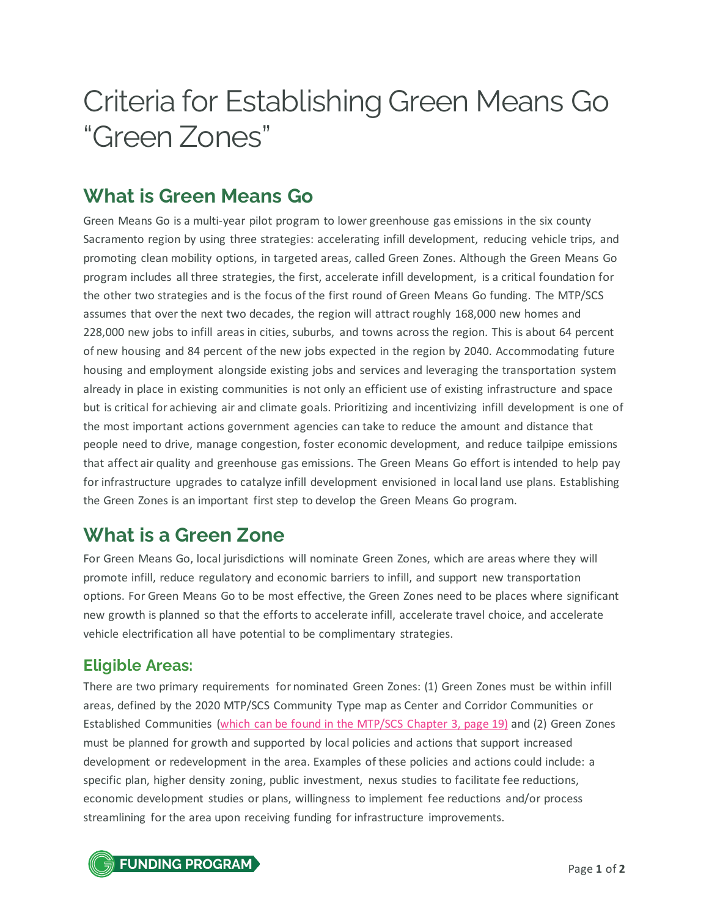# Criteria for Establishing Green Means Go "Green Zones"

## What is Green Means Go

Green Means Go is a multi-year pilot program to lower greenhouse gas emissions in the six county Sacramento region by using three strategies: accelerating infill development, reducing vehicle trips, and promoting clean mobility options, in targeted areas, called Green Zones. Although the Green Means Go program includes all three strategies, the first, accelerate infill development, is a critical foundation for the other two strategies and is the focus of the first round of Green Means Go funding. The MTP/SCS assumes that over the next two decades, the region will attract roughly 168,000 new homes and 228,000 new jobs to infill areas in cities, suburbs, and towns across the region. This is about 64 percent of new housing and 84 percent of the new jobs expected in the region by 2040. Accommodating future housing and employment alongside existing jobs and services and leveraging the transportation system already in place in existing communities is not only an efficient use of existing infrastructure and space but is critical for achieving air and climate goals. Prioritizing and incentivizing infill development is one of the most important actions government agencies can take to reduce the amount and distance that people need to drive, manage congestion, foster economic development, and reduce tailpipe emissions that affect air quality and greenhouse gas emissions. The Green Means Go effort is intended to help pay for infrastructure upgrades to catalyze infill development envisioned in local land use plans. Establishing the Green Zones is an important first step to develop the Green Means Go program.

## What is a Green Zone

For Green Means Go, local jurisdictions will nominate Green Zones, which are areas where they will promote infill, reduce regulatory and economic barriers to infill, and support new transportation options. For Green Means Go to be most effective, the Green Zones need to be places where significant new growth is planned so that the efforts to accelerate infill, accelerate travel choice, and accelerate vehicle electrification all have potential to be complimentary strategies.

### Eligible Areas:

There are two primary requirements for nominated Green Zones: (1) Green Zones must be within infill areas, defined by the 2020 MTP/SCS Community Type map as Center and Corridor Communities or Established Communities (which can be found in the MTP/SCS Chapter 3, page 19) and (2) Green Zones must be planned for growth and supported by local policies and actions that support increased development or redevelopment in the area. Examples of these policies and actions could include: a specific plan, higher density zoning, public investment, nexus studies to facilitate fee reductions, economic development studies or plans, willingness to implement fee reductions and/or process streamlining for the area upon receiving funding for infrastructure improvements.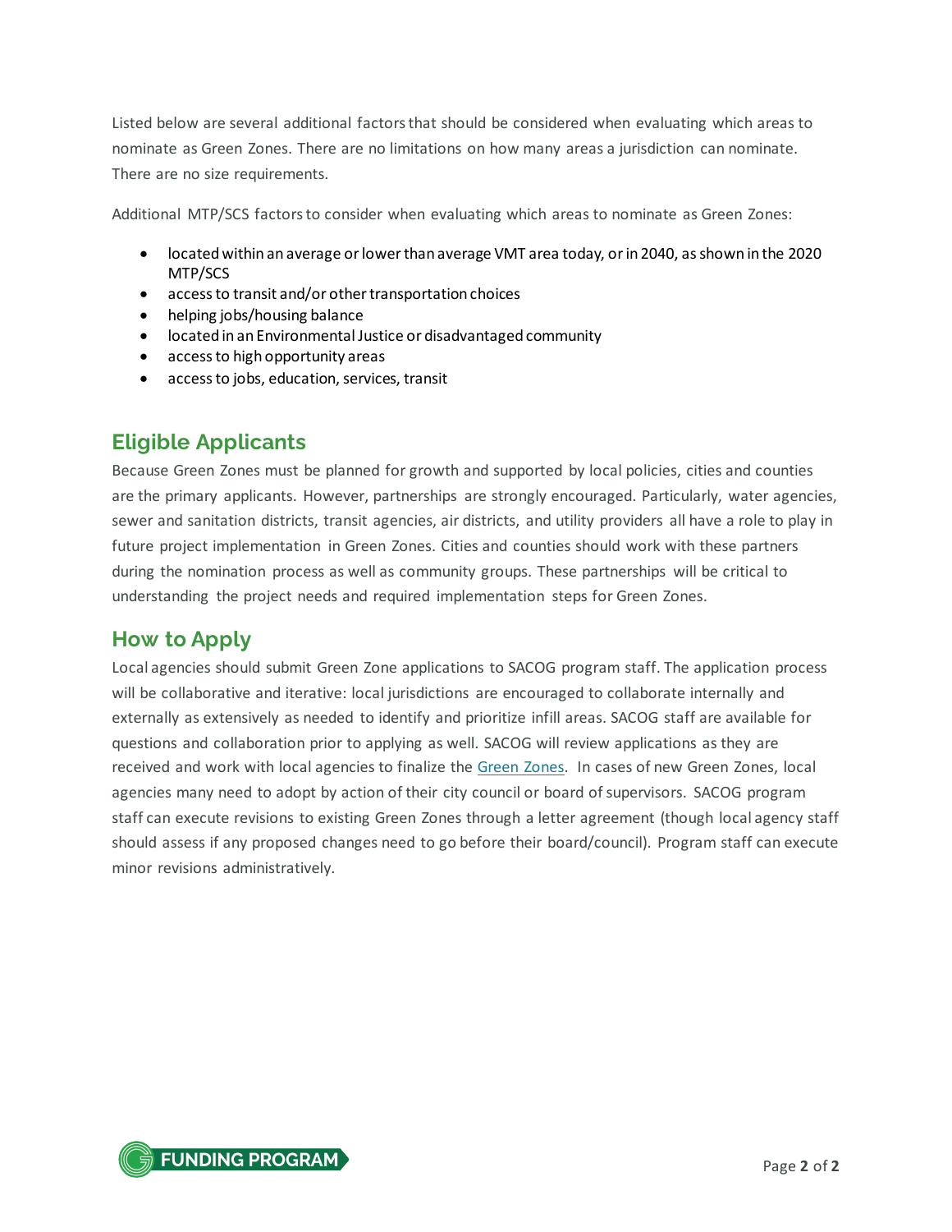Listed below are several additional factors that should be considered when evaluating which areas to nominate as Green Zones. There are no limitations on how many areas a jurisdiction can nominate. There are no size requirements.

Additional MTP/SCS factors to consider when evaluating which areas to nominate as Green Zones:

- located within an average or lower than average VMT area today, or in 2040, as shown in the 2020 MTP/SCS
- access to transit and/or other transportation choices
- helping jobs/housing balance
- located in an Environmental Justice or disadvantaged community
- access to high opportunity areas
- access to jobs, education, services, transit

## Eligible Applicants

Because Green Zones must be planned for growth and supported by local policies, cities and counties are the primary applicants. However, partnerships are strongly encouraged. Particularly, water agencies, sewer and sanitation districts, transit agencies, air districts, and utility providers all have a role to play in future project implementation in Green Zones. Cities and counties should work with these partners during the nomination process as well as community groups. These partnerships will be critical to understanding the project needs and required implementation steps for Green Zones.

## How to Apply

Local agencies should submit Green Zone applications to SACOG program staff. The application process will be collaborative and iterative: local jurisdictions are encouraged to collaborate internally and externally as extensively as needed to identify and prioritize infill areas. SACOG staff are available for questions and collaboration prior to applying as well. SACOG will review applications as they are received and work with local agencies to finalize the Green Zones. In cases of new Green Zones, local agencies many need to adopt by action of their city council or board of supervisors. SACOG program staff can execute revisions to existing Green Zones through a letter agreement (though local agency staff should assess if any proposed changes need to go before their board/council). Program staff can execute minor revisions administratively.